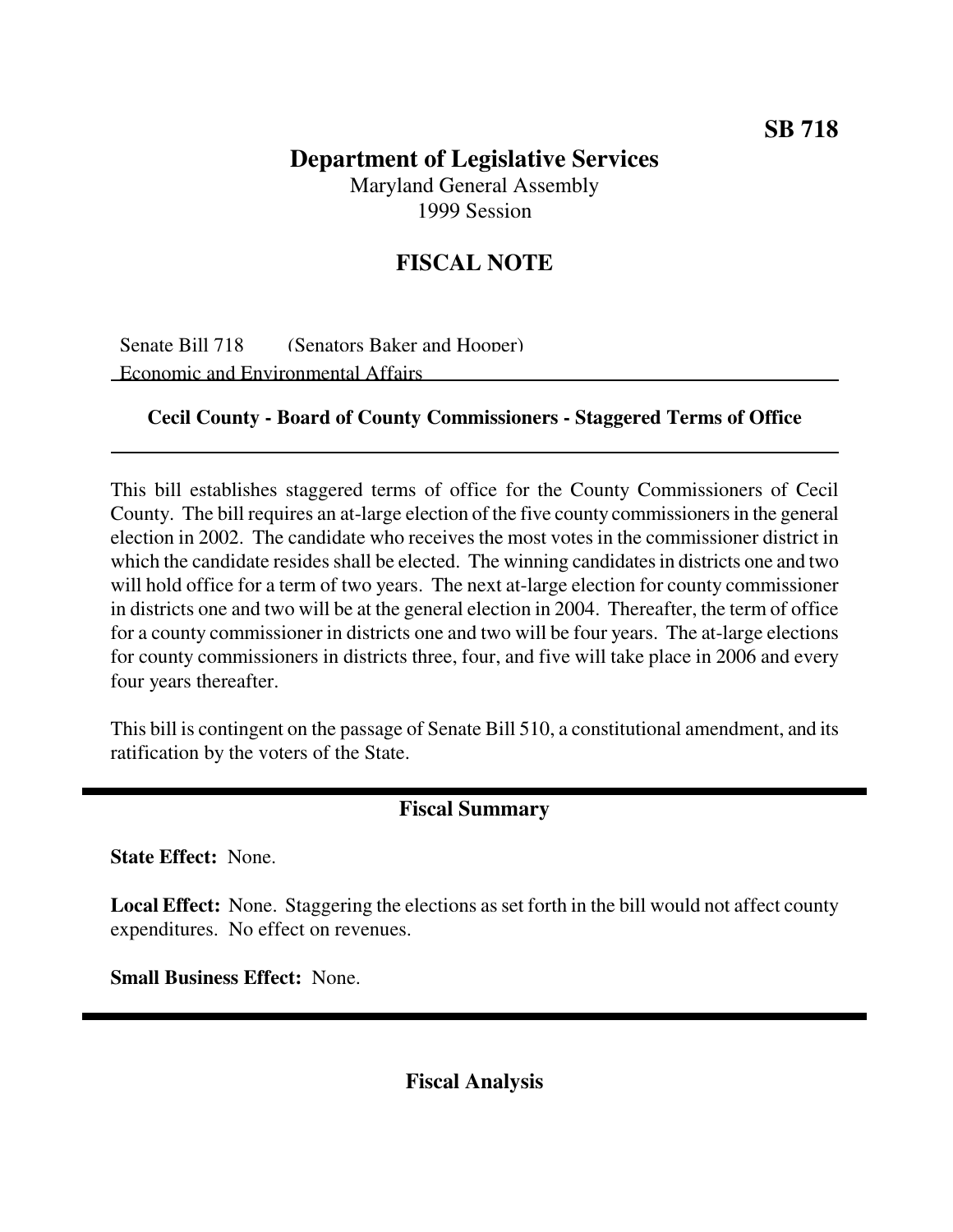**SB 718**

# Department of Legislative Services

Maryland General Assembly
1999 Session

## FISCAL NOTE

Senate Bill 718 (Senators Baker and Hooper)
Economic and Environmental Affairs

**Cecil County - Board of County Commissioners - Staggered Terms of Office**

This bill establishes staggered terms of office for the County Commissioners of Cecil County. The bill requires an at-large election of the five county commissioners in the general election in 2002. The candidate who receives the most votes in the commissioner district in which the candidate resides shall be elected. The winning candidates in districts one and two will hold office for a term of two years. The next at-large election for county commissioner in districts one and two will be at the general election in 2004. Thereafter, the term of office for a county commissioner in districts one and two will be four years. The at-large elections for county commissioners in districts three, four, and five will take place in 2006 and every four years thereafter.

This bill is contingent on the passage of Senate Bill 510, a constitutional amendment, and its ratification by the voters of the State.

## Fiscal Summary

**State Effect:** None.

**Local Effect:** None. Staggering the elections as set forth in the bill would not affect county expenditures. No effect on revenues.

**Small Business Effect:** None.

## Fiscal Analysis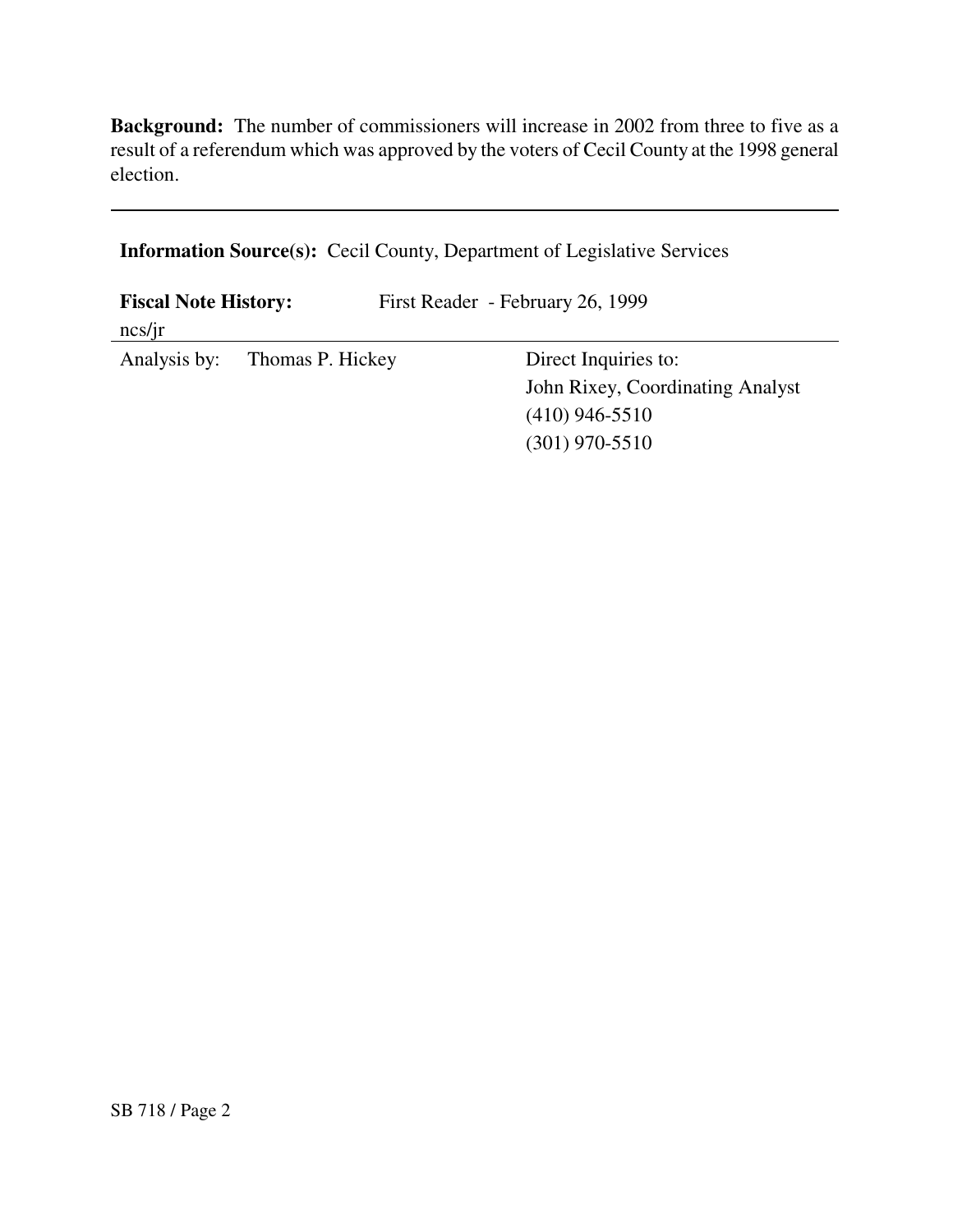**Background:** The number of commissioners will increase in 2002 from three to five as a result of a referendum which was approved by the voters of Cecil County at the 1998 general election.

---

**Information Source(s):** Cecil County, Department of Legislative Services

**Fiscal Note History:** First Reader - February 26, 1999
ncs/jr

---

Analysis by: Thomas P. Hickey

Direct Inquiries to:
John Rixey, Coordinating Analyst
(410) 946-5510
(301) 970-5510